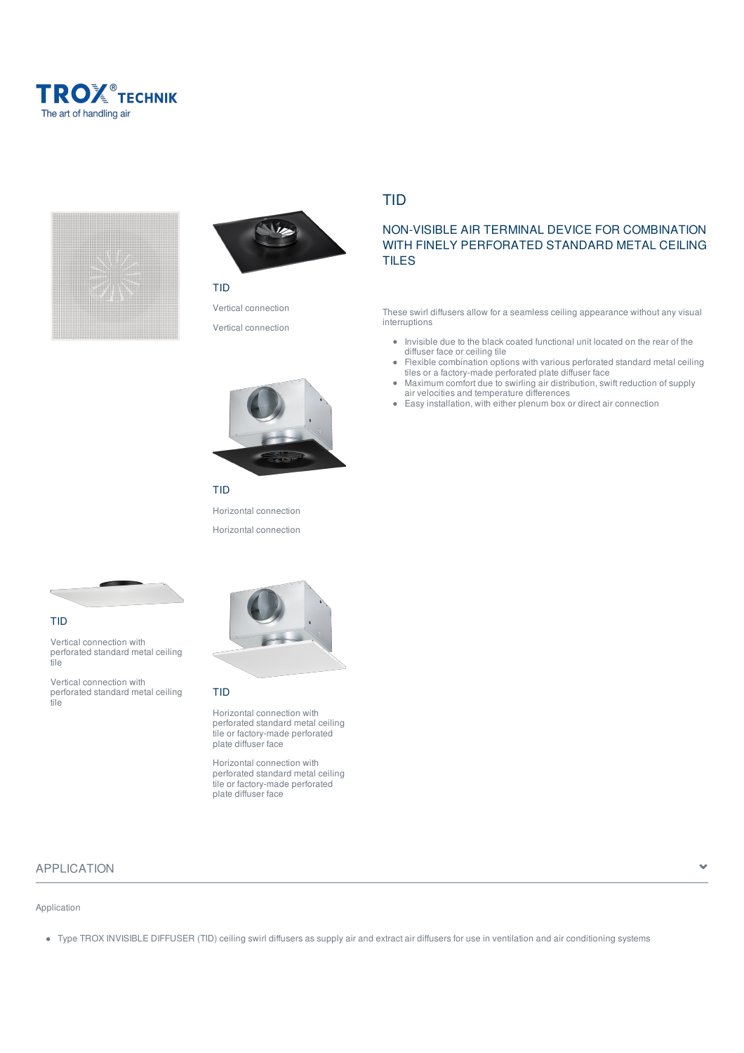TROX® TECHNIK
The art of handling air

TID

Vertical connection

Vertical connection

TID

Horizontal connection

Horizontal connection

TID

Vertical connection with perforated standard metal ceiling tile

Vertical connection with perforated standard metal ceiling tile

TID

Horizontal connection with perforated standard metal ceiling tile or factory-made perforated plate diffuser face

Horizontal connection with perforated standard metal ceiling tile or factory-made perforated plate diffuser face

# TID

## NON-VISIBLE AIR TERMINAL DEVICE FOR COMBINATION WITH FINELY PERFORATED STANDARD METAL CEILING TILES

These swirl diffusers allow for a seamless ceiling appearance without any visual interruptions

- Invisible due to the black coated functional unit located on the rear of the diffuser face or ceiling tile
- Flexible combination options with various perforated standard metal ceiling tiles or a factory-made perforated plate diffuser face
- Maximum comfort due to swirling air distribution, swift reduction of supply air velocities and temperature differences
- Easy installation, with either plenum box or direct air connection

## APPLICATION

Application

- Type TROX INVISIBLE DIFFUSER (TID) ceiling swirl diffusers as supply air and extract air diffusers for use in ventilation and air conditioning systems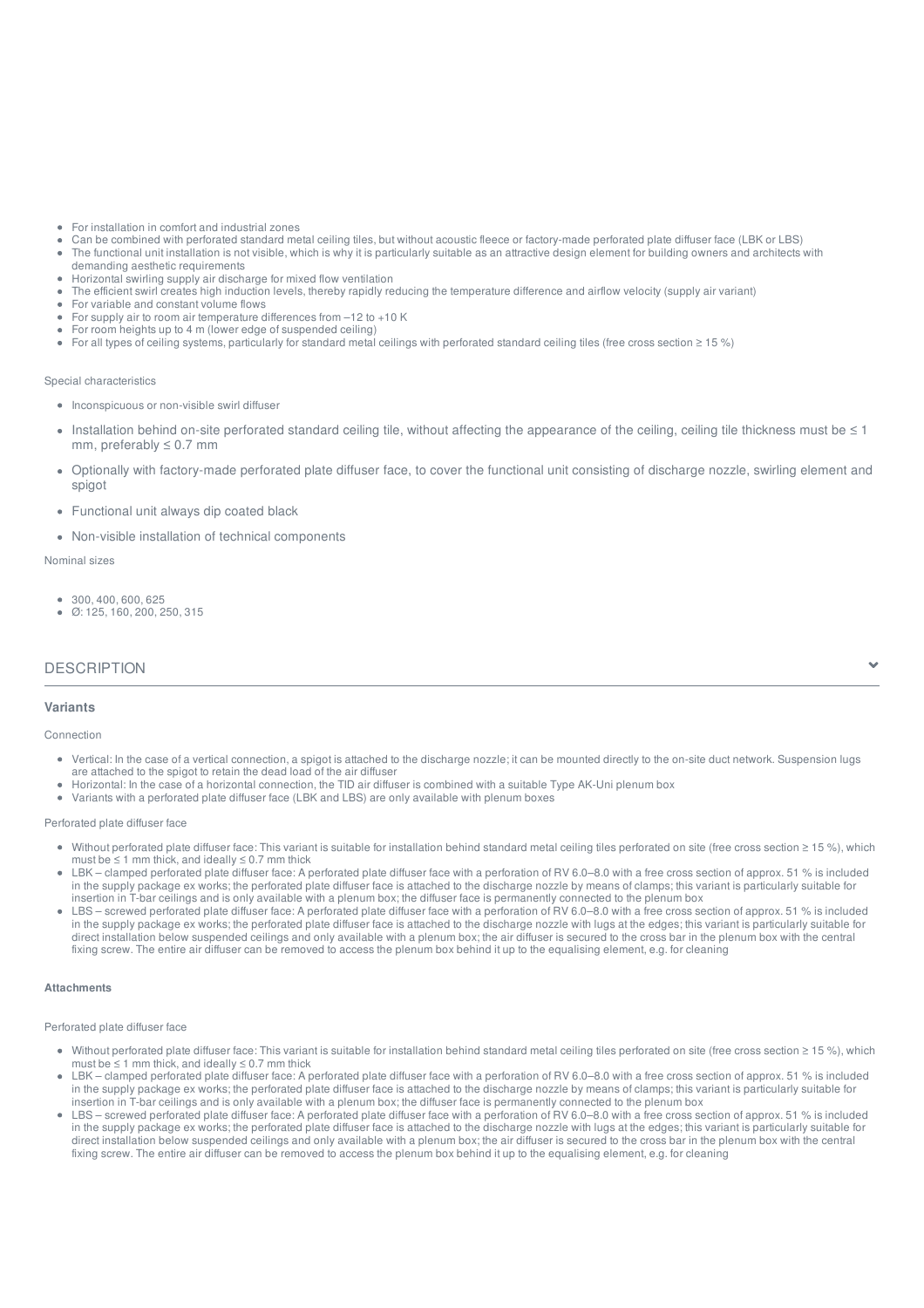- For installation in comfort and industrial zones
- Can be combined with perforated standard metal ceiling tiles, but without acoustic fleece or factory-made perforated plate diffuser face (LBK or LBS)
- The functional unit installation is not visible, which is why it is particularly suitable as an attractive design element for building owners and architects with demanding aesthetic requirements
- Horizontal swirling supply air discharge for mixed flow ventilation
- The efficient swirl creates high induction levels, thereby rapidly reducing the temperature difference and airflow velocity (supply air variant)
- For variable and constant volume flows
- For supply air to room air temperature differences from –12 to +10 K
- For room heights up to 4 m (lower edge of suspended ceiling)
- For all types of ceiling systems, particularly for standard metal ceilings with perforated standard ceiling tiles (free cross section ≥ 15 %)

Special characteristics

- Inconspicuous or non-visible swirl diffuser
- Installation behind on-site perforated standard ceiling tile, without affecting the appearance of the ceiling, ceiling tile thickness must be ≤ 1 mm, preferably ≤ 0.7 mm
- Optionally with factory-made perforated plate diffuser face, to cover the functional unit consisting of discharge nozzle, swirling element and spigot
- Functional unit always dip coated black
- Non-visible installation of technical components

Nominal sizes

- 300, 400, 600, 625
- Ø: 125, 160, 200, 250, 315

## DESCRIPTION

### Variants

Connection

- Vertical: In the case of a vertical connection, a spigot is attached to the discharge nozzle; it can be mounted directly to the on-site duct network. Suspension lugs are attached to the spigot to retain the dead load of the air diffuser
- Horizontal: In the case of a horizontal connection, the TID air diffuser is combined with a suitable Type AK-Uni plenum box
- Variants with a perforated plate diffuser face (LBK and LBS) are only available with plenum boxes

Perforated plate diffuser face

- Without perforated plate diffuser face: This variant is suitable for installation behind standard metal ceiling tiles perforated on site (free cross section ≥ 15 %), which must be ≤ 1 mm thick, and ideally ≤ 0.7 mm thick
- LBK – clamped perforated plate diffuser face: A perforated plate diffuser face with a perforation of RV 6.0–8.0 with a free cross section of approx. 51 % is included in the supply package ex works; the perforated plate diffuser face is attached to the discharge nozzle by means of clamps; this variant is particularly suitable for insertion in T-bar ceilings and is only available with a plenum box; the diffuser face is permanently connected to the plenum box
- LBS – screwed perforated plate diffuser face: A perforated plate diffuser face with a perforation of RV 6.0–8.0 with a free cross section of approx. 51 % is included in the supply package ex works; the perforated plate diffuser face is attached to the discharge nozzle with lugs at the edges; this variant is particularly suitable for direct installation below suspended ceilings and only available with a plenum box; the air diffuser is secured to the cross bar in the plenum box with the central fixing screw. The entire air diffuser can be removed to access the plenum box behind it up to the equalising element, e.g. for cleaning

#### Attachments

Perforated plate diffuser face

- Without perforated plate diffuser face: This variant is suitable for installation behind standard metal ceiling tiles perforated on site (free cross section ≥ 15 %), which must be ≤ 1 mm thick, and ideally ≤ 0.7 mm thick
- LBK – clamped perforated plate diffuser face: A perforated plate diffuser face with a perforation of RV 6.0–8.0 with a free cross section of approx. 51 % is included in the supply package ex works; the perforated plate diffuser face is attached to the discharge nozzle by means of clamps; this variant is particularly suitable for insertion in T-bar ceilings and is only available with a plenum box; the diffuser face is permanently connected to the plenum box
- LBS – screwed perforated plate diffuser face: A perforated plate diffuser face with a perforation of RV 6.0–8.0 with a free cross section of approx. 51 % is included in the supply package ex works; the perforated plate diffuser face is attached to the discharge nozzle with lugs at the edges; this variant is particularly suitable for direct installation below suspended ceilings and only available with a plenum box; the air diffuser is secured to the cross bar in the plenum box with the central fixing screw. The entire air diffuser can be removed to access the plenum box behind it up to the equalising element, e.g. for cleaning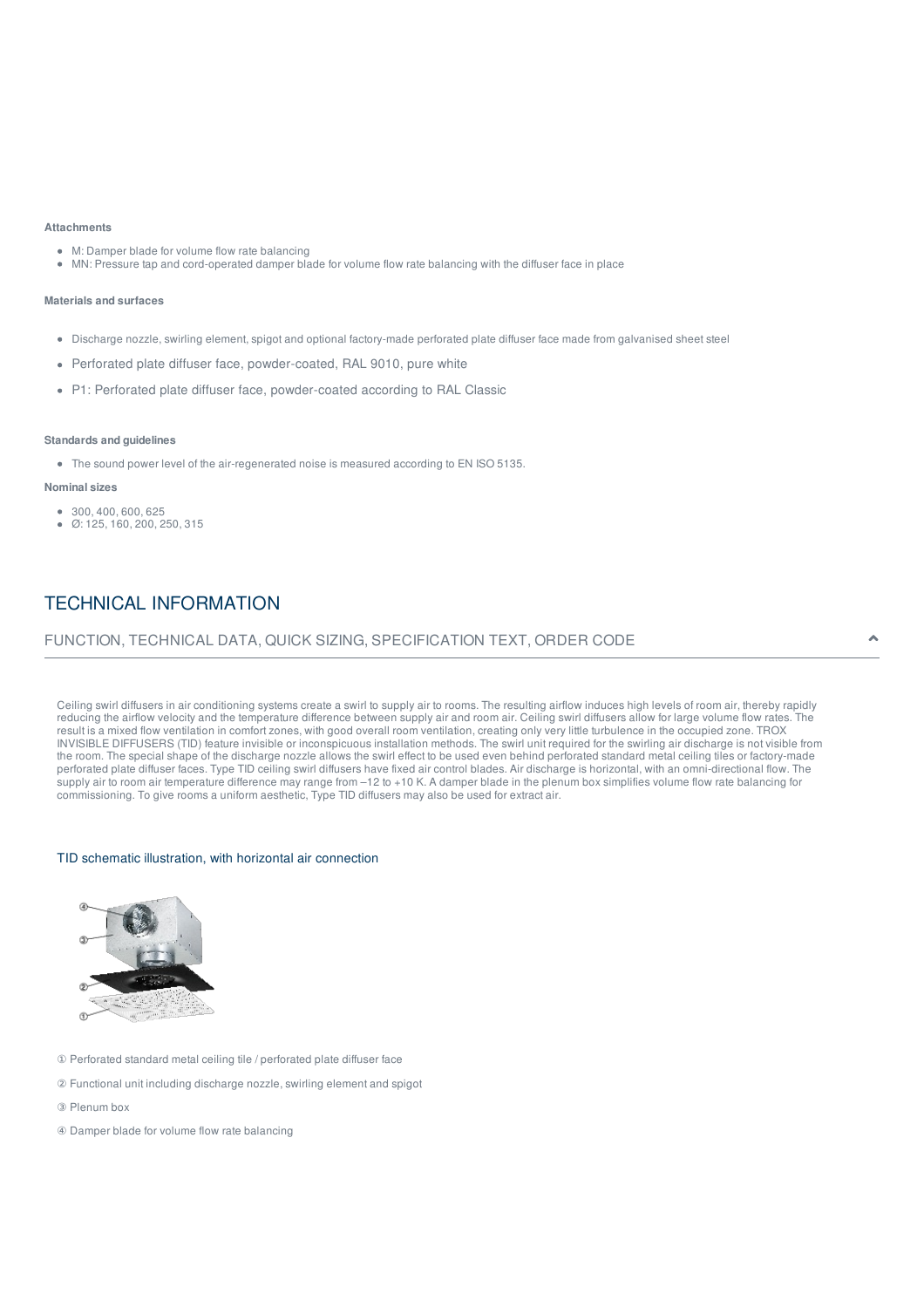**Attachments**

- M: Damper blade for volume flow rate balancing
- MN: Pressure tap and cord-operated damper blade for volume flow rate balancing with the diffuser face in place

**Materials and surfaces**

- Discharge nozzle, swirling element, spigot and optional factory-made perforated plate diffuser face made from galvanised sheet steel
- Perforated plate diffuser face, powder-coated, RAL 9010, pure white
- P1: Perforated plate diffuser face, powder-coated according to RAL Classic

**Standards and guidelines**

- The sound power level of the air-regenerated noise is measured according to EN ISO 5135.

**Nominal sizes**

- 300, 400, 600, 625
- Ø: 125, 160, 200, 250, 315

# TECHNICAL INFORMATION

## FUNCTION, TECHNICAL DATA, QUICK SIZING, SPECIFICATION TEXT, ORDER CODE

Ceiling swirl diffusers in air conditioning systems create a swirl to supply air to rooms. The resulting airflow induces high levels of room air, thereby rapidly reducing the airflow velocity and the temperature difference between supply air and room air. Ceiling swirl diffusers allow for large volume flow rates. The result is a mixed flow ventilation in comfort zones, with good overall room ventilation, creating only very little turbulence in the occupied zone. TROX INVISIBLE DIFFUSERS (TID) feature invisible or inconspicuous installation methods. The swirl unit required for the swirling air discharge is not visible from the room. The special shape of the discharge nozzle allows the swirl effect to be used even behind perforated standard metal ceiling tiles or factory-made perforated plate diffuser faces. Type TID ceiling swirl diffusers have fixed air control blades. Air discharge is horizontal, with an omni-directional flow. The supply air to room air temperature difference may range from –12 to +10 K. A damper blade in the plenum box simplifies volume flow rate balancing for commissioning. To give rooms a uniform aesthetic, Type TID diffusers may also be used for extract air.

### TID schematic illustration, with horizontal air connection

① Perforated standard metal ceiling tile / perforated plate diffuser face

② Functional unit including discharge nozzle, swirling element and spigot

③ Plenum box

④ Damper blade for volume flow rate balancing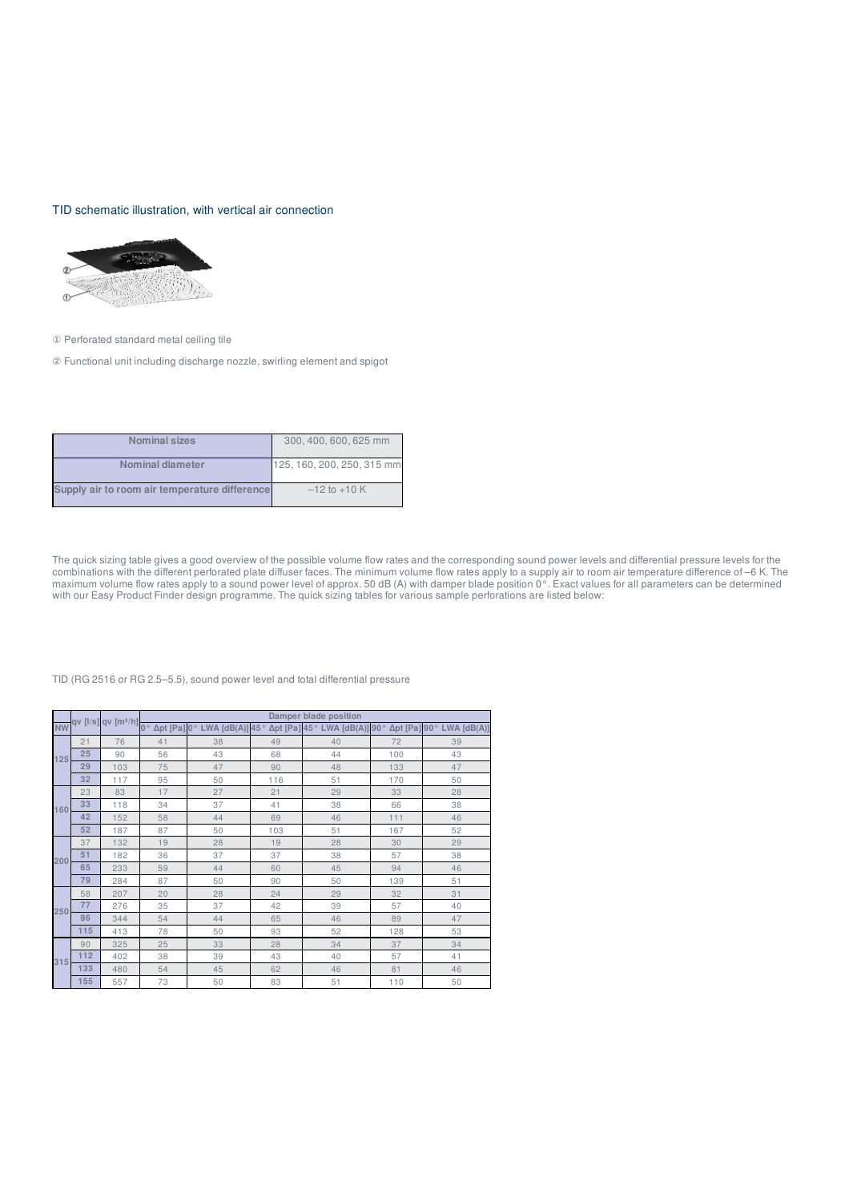TID schematic illustration, with vertical air connection

① Perforated standard metal ceiling tile

② Functional unit including discharge nozzle, swirling element and spigot

| | |
|---|---|
| Nominal sizes | 300, 400, 600, 625 mm |
| Nominal diameter | 125, 160, 200, 250, 315 mm |
| Supply air to room air temperature difference | –12 to +10 K |

The quick sizing table gives a good overview of the possible volume flow rates and the corresponding sound power levels and differential pressure levels for the combinations with the different perforated plate diffuser faces. The minimum volume flow rates apply to a supply air to room air temperature difference of –6 K. The maximum volume flow rates apply to a sound power level of approx. 50 dB (A) with damper blade position 0°. Exact values for all parameters can be determined with our Easy Product Finder design programme. The quick sizing tables for various sample perforations are listed below:

TID (RG 2516 or RG 2.5–5.5), sound power level and total differential pressure

| NW | qv [l/s] | qv [m³/h] | Damper blade position | | | | | |
|---|---|---|---|---|---|---|---|---|
| | | | 0° Δpt [Pa] | 0° LWA [dB(A)] | 45° Δpt [Pa] | 45° LWA [dB(A)] | 90° Δpt [Pa] | 90° LWA [dB(A)] |
| 125 | 21 | 76 | 41 | 38 | 49 | 40 | 72 | 39 |
| | 25 | 90 | 56 | 43 | 68 | 44 | 100 | 43 |
| | 29 | 103 | 75 | 47 | 90 | 48 | 133 | 47 |
| | 32 | 117 | 95 | 50 | 116 | 51 | 170 | 50 |
| 160 | 23 | 83 | 17 | 27 | 21 | 29 | 33 | 28 |
| | 33 | 118 | 34 | 37 | 41 | 38 | 66 | 38 |
| | 42 | 152 | 58 | 44 | 69 | 46 | 111 | 46 |
| | 52 | 187 | 87 | 50 | 103 | 51 | 167 | 52 |
| 200 | 37 | 132 | 19 | 28 | 19 | 28 | 30 | 29 |
| | 51 | 182 | 36 | 37 | 37 | 38 | 57 | 38 |
| | 65 | 233 | 59 | 44 | 60 | 45 | 94 | 46 |
| | 79 | 284 | 87 | 50 | 90 | 50 | 139 | 51 |
| 250 | 58 | 207 | 20 | 28 | 24 | 29 | 32 | 31 |
| | 77 | 276 | 35 | 37 | 42 | 39 | 57 | 40 |
| | 96 | 344 | 54 | 44 | 65 | 46 | 89 | 47 |
| | 115 | 413 | 78 | 50 | 93 | 52 | 128 | 53 |
| 315 | 90 | 325 | 25 | 33 | 28 | 34 | 37 | 34 |
| | 112 | 402 | 38 | 39 | 43 | 40 | 57 | 41 |
| | 133 | 480 | 54 | 45 | 62 | 46 | 81 | 46 |
| | 155 | 557 | 73 | 50 | 83 | 51 | 110 | 50 |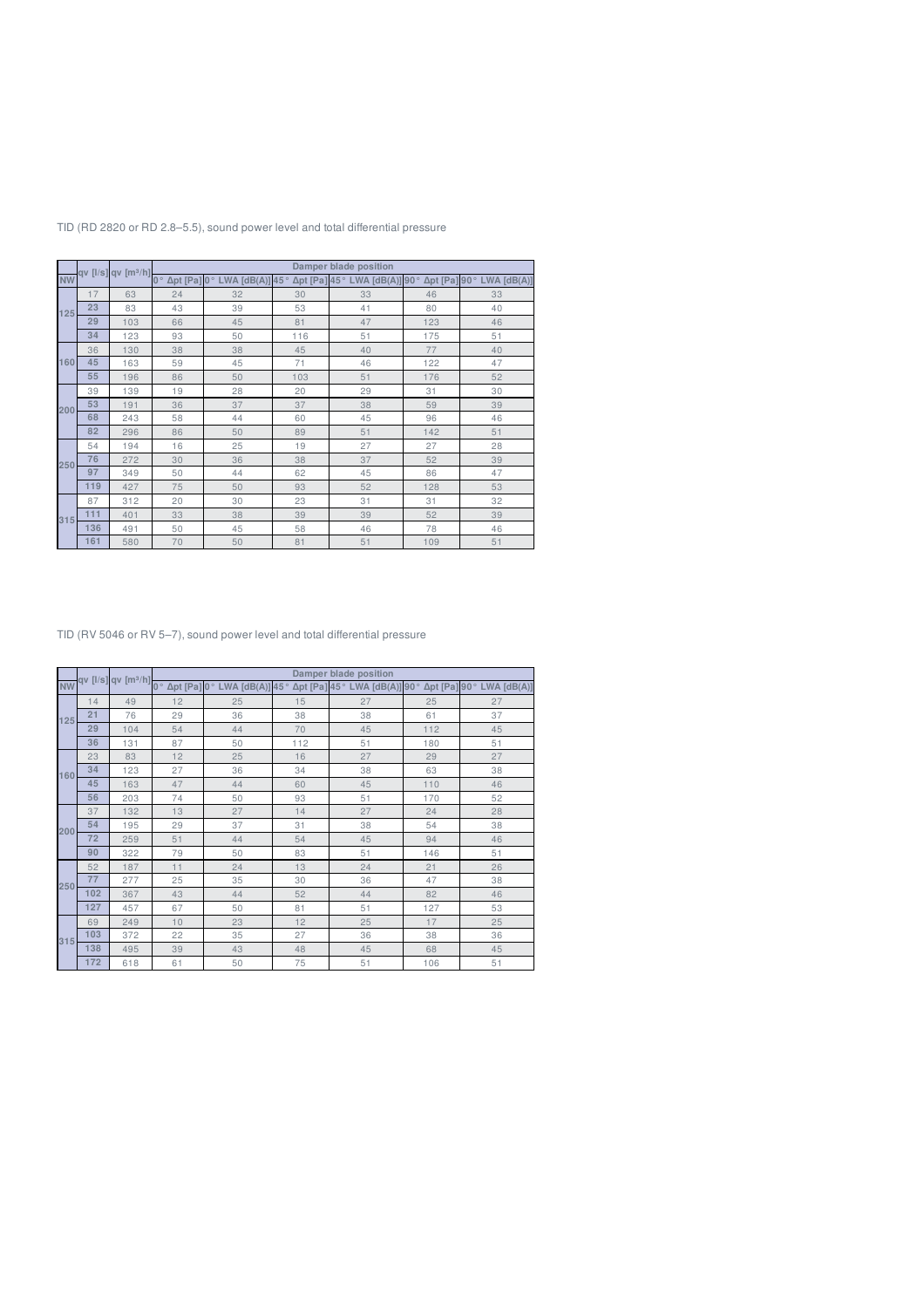TID (RD 2820 or RD 2.8–5.5), sound power level and total differential pressure

| NW | qv [l/s] | qv [m³/h] | Damper blade position | | | | | |
|---|---|---|---|---|---|---|---|---|
| | | | 0° Δpt [Pa] | 0° LWA [dB(A)] | 45° Δpt [Pa] | 45° LWA [dB(A)] | 90° Δpt [Pa] | 90° LWA [dB(A)] |
| 125 | 17 | 63 | 24 | 32 | 30 | 33 | 46 | 33 |
| | 23 | 83 | 43 | 39 | 53 | 41 | 80 | 40 |
| | 29 | 103 | 66 | 45 | 81 | 47 | 123 | 46 |
| | 34 | 123 | 93 | 50 | 116 | 51 | 175 | 51 |
| 160 | 36 | 130 | 38 | 38 | 45 | 40 | 77 | 40 |
| | 45 | 163 | 59 | 45 | 71 | 46 | 122 | 47 |
| | 55 | 196 | 86 | 50 | 103 | 51 | 176 | 52 |
| 200 | 39 | 139 | 19 | 28 | 20 | 29 | 31 | 30 |
| | 53 | 191 | 36 | 37 | 37 | 38 | 59 | 39 |
| | 68 | 243 | 58 | 44 | 60 | 45 | 96 | 46 |
| | 82 | 296 | 86 | 50 | 89 | 51 | 142 | 51 |
| 250 | 54 | 194 | 16 | 25 | 19 | 27 | 27 | 28 |
| | 76 | 272 | 30 | 36 | 38 | 37 | 52 | 39 |
| | 97 | 349 | 50 | 44 | 62 | 45 | 86 | 47 |
| | 119 | 427 | 75 | 50 | 93 | 52 | 128 | 53 |
| 315 | 87 | 312 | 20 | 30 | 23 | 31 | 31 | 32 |
| | 111 | 401 | 33 | 38 | 39 | 39 | 52 | 39 |
| | 136 | 491 | 50 | 45 | 58 | 46 | 78 | 46 |
| | 161 | 580 | 70 | 50 | 81 | 51 | 109 | 51 |

TID (RV 5046 or RV 5–7), sound power level and total differential pressure

| NW | qv [l/s] | qv [m³/h] | Damper blade position | | | | | |
|---|---|---|---|---|---|---|---|---|
| | | | 0° Δpt [Pa] | 0° LWA [dB(A)] | 45° Δpt [Pa] | 45° LWA [dB(A)] | 90° Δpt [Pa] | 90° LWA [dB(A)] |
| 125 | 14 | 49 | 12 | 25 | 15 | 27 | 25 | 27 |
| | 21 | 76 | 29 | 36 | 38 | 38 | 61 | 37 |
| | 29 | 104 | 54 | 44 | 70 | 45 | 112 | 45 |
| | 36 | 131 | 87 | 50 | 112 | 51 | 180 | 51 |
| 160 | 23 | 83 | 12 | 25 | 16 | 27 | 29 | 27 |
| | 34 | 123 | 27 | 36 | 34 | 38 | 63 | 38 |
| | 45 | 163 | 47 | 44 | 60 | 45 | 110 | 46 |
| | 56 | 203 | 74 | 50 | 93 | 51 | 170 | 52 |
| 200 | 37 | 132 | 13 | 27 | 14 | 27 | 24 | 28 |
| | 54 | 195 | 29 | 37 | 31 | 38 | 54 | 38 |
| | 72 | 259 | 51 | 44 | 54 | 45 | 94 | 46 |
| | 90 | 322 | 79 | 50 | 83 | 51 | 146 | 51 |
| 250 | 52 | 187 | 11 | 24 | 13 | 24 | 21 | 26 |
| | 77 | 277 | 25 | 35 | 30 | 36 | 47 | 38 |
| | 102 | 367 | 43 | 44 | 52 | 44 | 82 | 46 |
| | 127 | 457 | 67 | 50 | 81 | 51 | 127 | 53 |
| 315 | 69 | 249 | 10 | 23 | 12 | 25 | 17 | 25 |
| | 103 | 372 | 22 | 35 | 27 | 36 | 38 | 36 |
| | 138 | 495 | 39 | 43 | 48 | 45 | 68 | 45 |
| | 172 | 618 | 61 | 50 | 75 | 51 | 106 | 51 |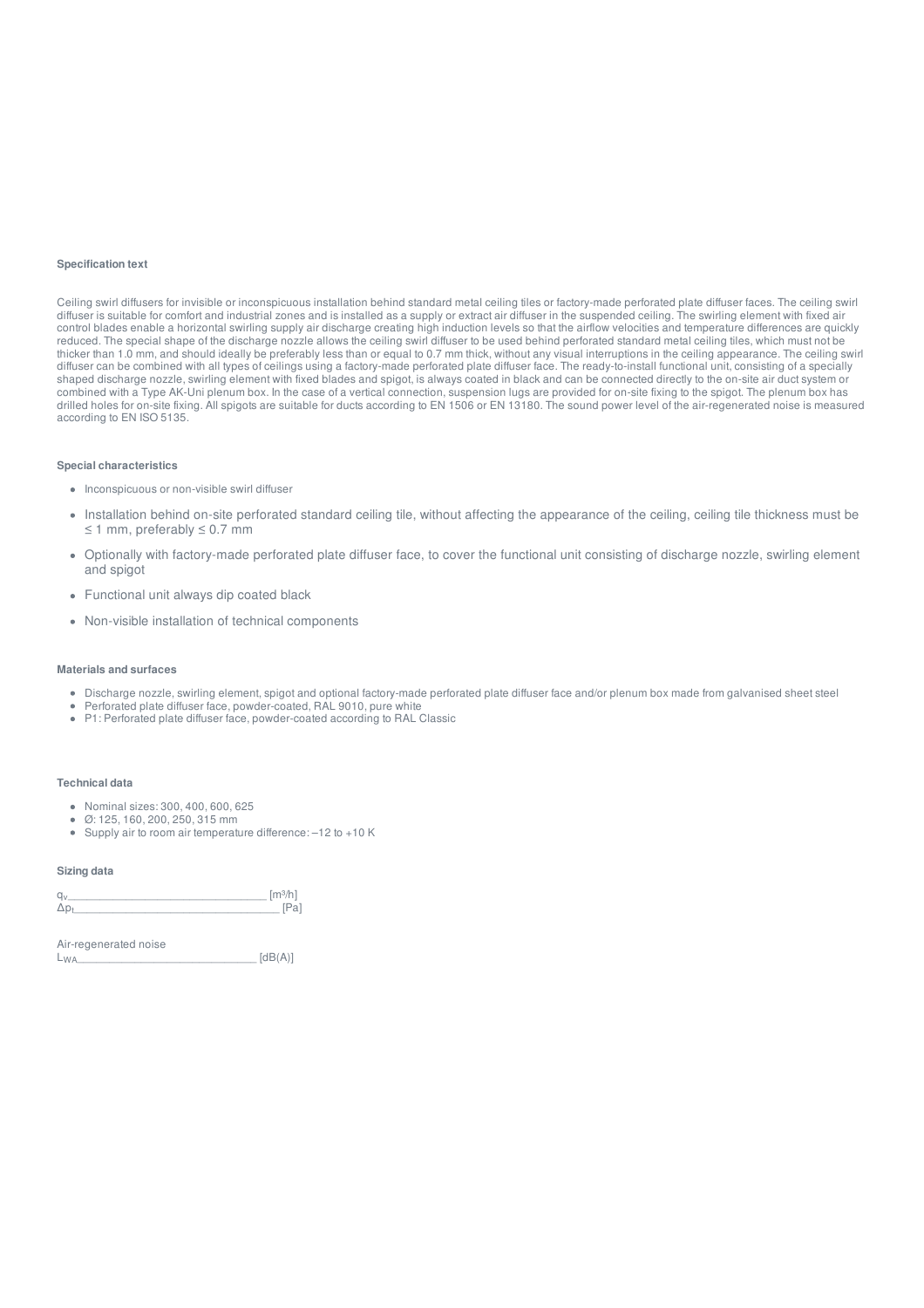### Specification text

Ceiling swirl diffusers for invisible or inconspicuous installation behind standard metal ceiling tiles or factory-made perforated plate diffuser faces. The ceiling swirl diffuser is suitable for comfort and industrial zones and is installed as a supply or extract air diffuser in the suspended ceiling. The swirling element with fixed air control blades enable a horizontal swirling supply air discharge creating high induction levels so that the airflow velocities and temperature differences are quickly reduced. The special shape of the discharge nozzle allows the ceiling swirl diffuser to be used behind perforated standard metal ceiling tiles, which must not be thicker than 1.0 mm, and should ideally be preferably less than or equal to 0.7 mm thick, without any visual interruptions in the ceiling appearance. The ceiling swirl diffuser can be combined with all types of ceilings using a factory-made perforated plate diffuser face. The ready-to-install functional unit, consisting of a specially shaped discharge nozzle, swirling element with fixed blades and spigot, is always coated in black and can be connected directly to the on-site air duct system or combined with a Type AK-Uni plenum box. In the case of a vertical connection, suspension lugs are provided for on-site fixing to the spigot. The plenum box has drilled holes for on-site fixing. All spigots are suitable for ducts according to EN 1506 or EN 13180. The sound power level of the air-regenerated noise is measured according to EN ISO 5135.

### Special characteristics

- Inconspicuous or non-visible swirl diffuser
- Installation behind on-site perforated standard ceiling tile, without affecting the appearance of the ceiling, ceiling tile thickness must be ≤ 1 mm, preferably ≤ 0.7 mm
- Optionally with factory-made perforated plate diffuser face, to cover the functional unit consisting of discharge nozzle, swirling element and spigot
- Functional unit always dip coated black
- Non-visible installation of technical components

### Materials and surfaces

- Discharge nozzle, swirling element, spigot and optional factory-made perforated plate diffuser face and/or plenum box made from galvanised sheet steel
- Perforated plate diffuser face, powder-coated, RAL 9010, pure white
- P1: Perforated plate diffuser face, powder-coated according to RAL Classic

### Technical data

- Nominal sizes: 300, 400, 600, 625
- Ø: 125, 160, 200, 250, 315 mm
- Supply air to room air temperature difference: –12 to +10 K

### Sizing data

$q_v$ ______________________________ [m³/h]
$\Delta p_t$ ________________________________ [Pa]

Air-regenerated noise
$L_{WA}$ ____________________________ [dB(A)]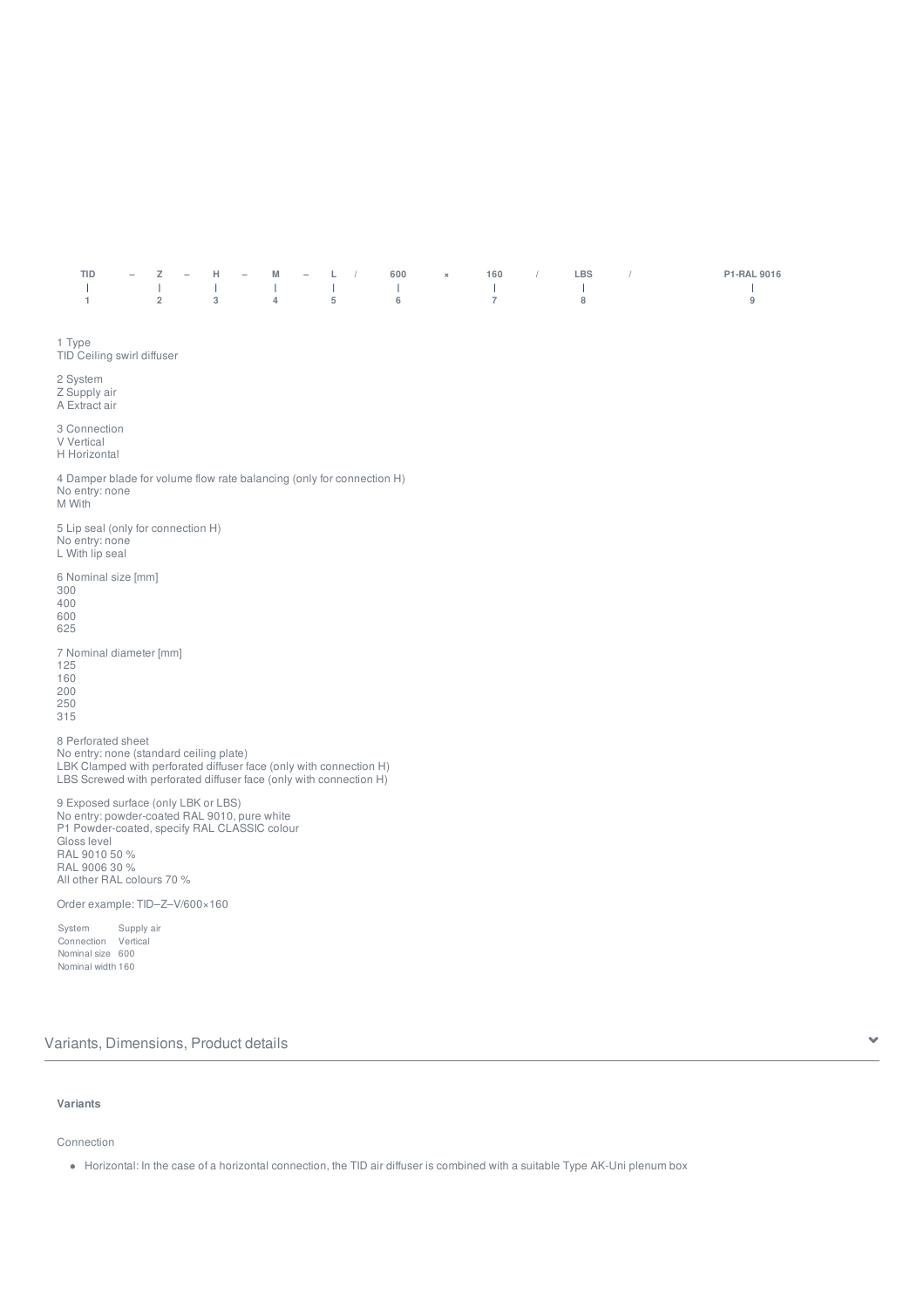| TID | – | Z | – | H | – | M | – | L | / | 600 | × | 160 | / | LBS | / | P1-RAL 9016 |
|---|---|---|---|---|---|---|---|---|---|---|---|---|---|---|---|---|
| 1 | | 2 | | 3 | | 4 | | 5 | | 6 | | 7 | | 8 | | 9 |

1 Type
TID Ceiling swirl diffuser

2 System
Z Supply air
A Extract air

3 Connection
V Vertical
H Horizontal

4 Damper blade for volume flow rate balancing (only for connection H)
No entry: none
M With

5 Lip seal (only for connection H)
No entry: none
L With lip seal

6 Nominal size [mm]
300
400
600
625

7 Nominal diameter [mm]
125
160
200
250
315

8 Perforated sheet
No entry: none (standard ceiling plate)
LBK Clamped with perforated diffuser face (only with connection H)
LBS Screwed with perforated diffuser face (only with connection H)

9 Exposed surface (only LBK or LBS)
No entry: powder-coated RAL 9010, pure white
P1 Powder-coated, specify RAL CLASSIC colour
Gloss level
RAL 9010 50 %
RAL 9006 30 %
All other RAL colours 70 %

Order example: TID–Z–V/600×160

| | |
|---|---|
| System | Supply air |
| Connection | Vertical |
| Nominal size | 600 |
| Nominal width | 160 |

## Variants, Dimensions, Product details

**Variants**

Connection

- Horizontal: In the case of a horizontal connection, the TID air diffuser is combined with a suitable Type AK-Uni plenum box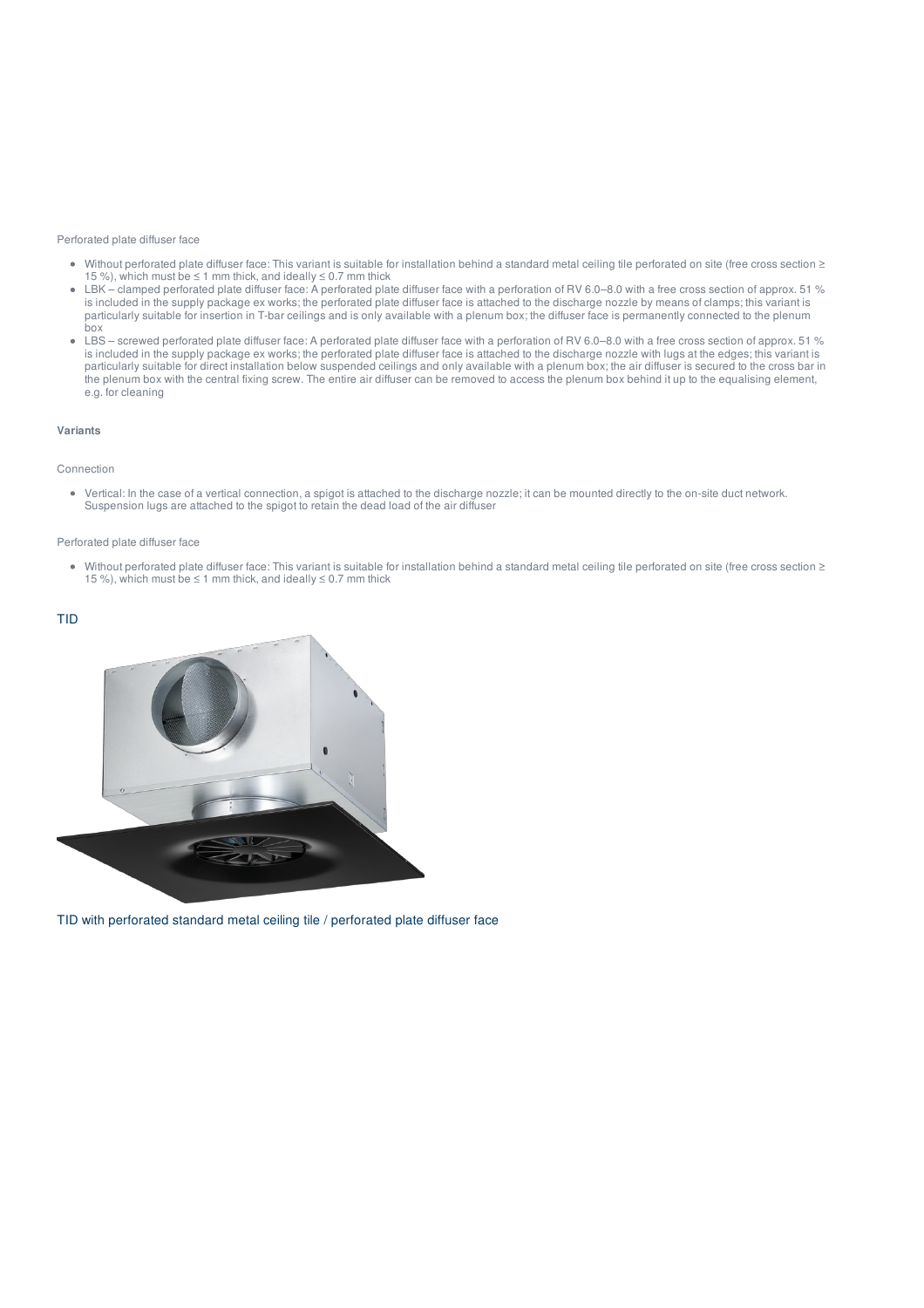Perforated plate diffuser face

- Without perforated plate diffuser face: This variant is suitable for installation behind a standard metal ceiling tile perforated on site (free cross section ≥ 15 %), which must be ≤ 1 mm thick, and ideally ≤ 0.7 mm thick
- LBK – clamped perforated plate diffuser face: A perforated plate diffuser face with a perforation of RV 6.0–8.0 with a free cross section of approx. 51 % is included in the supply package ex works; the perforated plate diffuser face is attached to the discharge nozzle by means of clamps; this variant is particularly suitable for insertion in T-bar ceilings and is only available with a plenum box; the diffuser face is permanently connected to the plenum box
- LBS – screwed perforated plate diffuser face: A perforated plate diffuser face with a perforation of RV 6.0–8.0 with a free cross section of approx. 51 % is included in the supply package ex works; the perforated plate diffuser face is attached to the discharge nozzle with lugs at the edges; this variant is particularly suitable for direct installation below suspended ceilings and only available with a plenum box; the air diffuser is secured to the cross bar in the plenum box with the central fixing screw. The entire air diffuser can be removed to access the plenum box behind it up to the equalising element, e.g. for cleaning

**Variants**

Connection

- Vertical: In the case of a vertical connection, a spigot is attached to the discharge nozzle; it can be mounted directly to the on-site duct network. Suspension lugs are attached to the spigot to retain the dead load of the air diffuser

Perforated plate diffuser face

- Without perforated plate diffuser face: This variant is suitable for installation behind a standard metal ceiling tile perforated on site (free cross section ≥ 15 %), which must be ≤ 1 mm thick, and ideally ≤ 0.7 mm thick

TID

TID with perforated standard metal ceiling tile / perforated plate diffuser face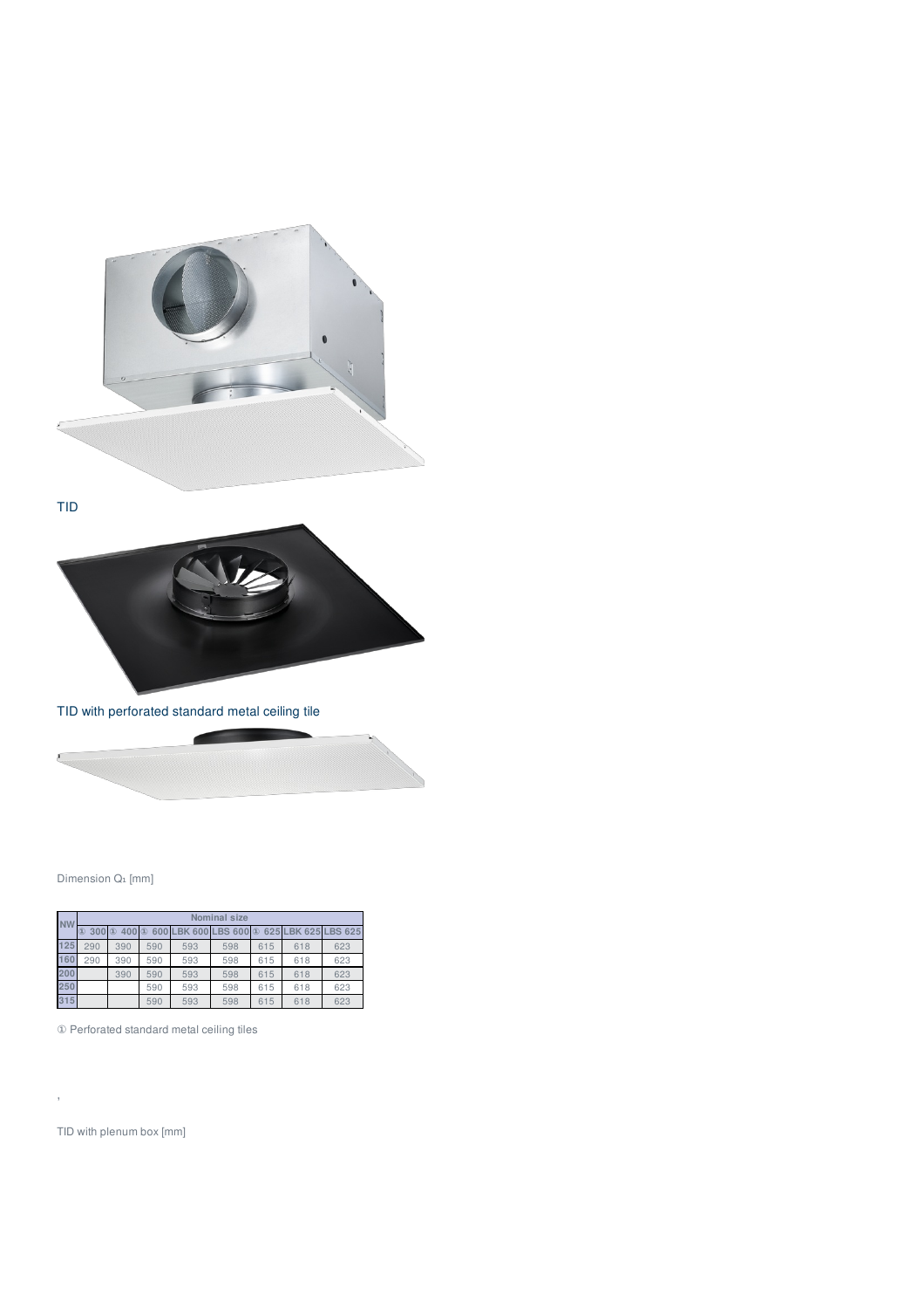TID

TID with perforated standard metal ceiling tile

Dimension $Q_1$ [mm]

| NW | Nominal size | | | | | | | |
|---|---|---|---|---|---|---|---|---|
| | ① 300 | ① 400 | ① 600 | LBK 600 | LBS 600 | ① 625 | LBK 625 | LBS 625 |
| 125 | 290 | 390 | 590 | 593 | 598 | 615 | 618 | 623 |
| 160 | 290 | 390 | 590 | 593 | 598 | 615 | 618 | 623 |
| 200 | | 390 | 590 | 593 | 598 | 615 | 618 | 623 |
| 250 | | | 590 | 593 | 598 | 615 | 618 | 623 |
| 315 | | | 590 | 593 | 598 | 615 | 618 | 623 |

① Perforated standard metal ceiling tiles

,

TID with plenum box [mm]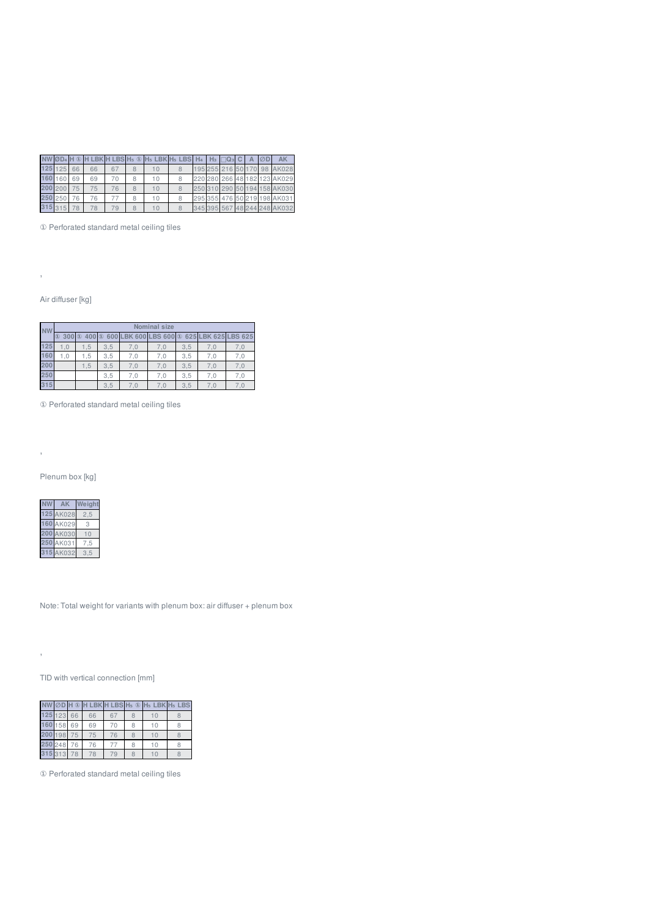| NW | ØD₄ | H ① | H LBK | H LBS | $H_5$ ① | $H_5$ LBK | $H_5$ LBS | $H_4$ | $H_3$ | □$Q_3$ | C | A | ØD | AK |
|---|---|---|---|---|---|---|---|---|---|---|---|---|---|---|
| 125 | 125 | 66 | 66 | 67 | 8 | 10 | 8 | 195 | 255 | 216 | 50 | 170 | 98 | AK028 |
| 160 | 160 | 69 | 69 | 70 | 8 | 10 | 8 | 220 | 280 | 266 | 48 | 182 | 123 | AK029 |
| 200 | 200 | 75 | 75 | 76 | 8 | 10 | 8 | 250 | 310 | 290 | 50 | 194 | 158 | AK030 |
| 250 | 250 | 76 | 76 | 77 | 8 | 10 | 8 | 295 | 355 | 476 | 50 | 219 | 198 | AK031 |
| 315 | 315 | 78 | 78 | 79 | 8 | 10 | 8 | 345 | 395 | 567 | 48 | 244 | 248 | AK032 |

① Perforated standard metal ceiling tiles

,

Air diffuser [kg]

| NW | Nominal size | | | | | | | |
|---|---|---|---|---|---|---|---|---|
| | ① 300 | ① 400 | ① 600 | LBK 600 | LBS 600 | ① 625 | LBK 625 | LBS 625 |
| 125 | 1,0 | 1,5 | 3,5 | 7,0 | 7,0 | 3,5 | 7,0 | 7,0 |
| 160 | 1,0 | 1,5 | 3,5 | 7,0 | 7,0 | 3,5 | 7,0 | 7,0 |
| 200 | | 1,5 | 3,5 | 7,0 | 7,0 | 3,5 | 7,0 | 7,0 |
| 250 | | | 3,5 | 7,0 | 7,0 | 3,5 | 7,0 | 7,0 |
| 315 | | | 3,5 | 7,0 | 7,0 | 3,5 | 7,0 | 7,0 |

① Perforated standard metal ceiling tiles

,

Plenum box [kg]

| NW | AK | Weight |
|---|---|---|
| 125 | AK028 | 2,5 |
| 160 | AK029 | 3 |
| 200 | AK030 | 10 |
| 250 | AK031 | 7,5 |
| 315 | AK032 | 3,5 |

Note: Total weight for variants with plenum box: air diffuser + plenum box

,

TID with vertical connection [mm]

| NW | ØD | H ① | H LBK | H LBS | $H_5$ ① | $H_5$ LBK | $H_5$ LBS |
|---|---|---|---|---|---|---|---|
| 125 | 123 | 66 | 66 | 67 | 8 | 10 | 8 |
| 160 | 158 | 69 | 69 | 70 | 8 | 10 | 8 |
| 200 | 198 | 75 | 75 | 76 | 8 | 10 | 8 |
| 250 | 248 | 76 | 76 | 77 | 8 | 10 | 8 |
| 315 | 313 | 78 | 78 | 79 | 8 | 10 | 8 |

① Perforated standard metal ceiling tiles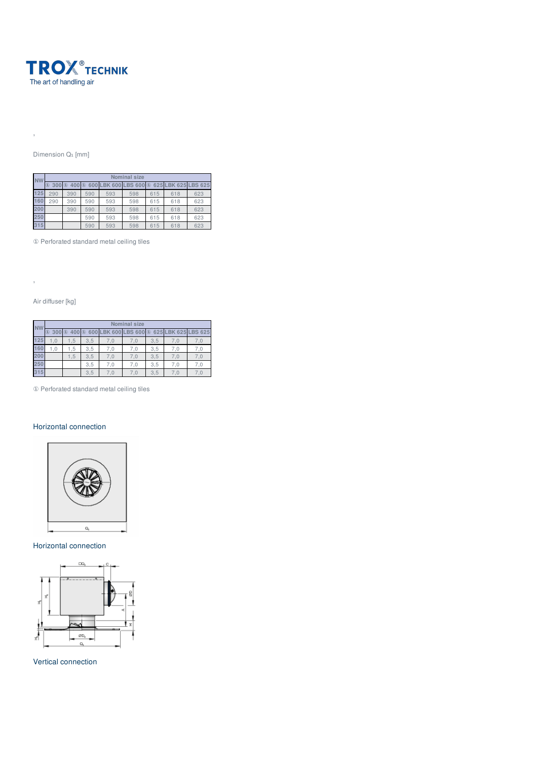,

Dimension $Q_1$ [mm]

| NW | Nominal size | | | | | | | |
|---|---|---|---|---|---|---|---|---|
| | ① 300 | ① 400 | ① 600 | LBK 600 | LBS 600 | ① 625 | LBK 625 | LBS 625 |
| 125 | 290 | 390 | 590 | 593 | 598 | 615 | 618 | 623 |
| 160 | 290 | 390 | 590 | 593 | 598 | 615 | 618 | 623 |
| 200 | | 390 | 590 | 593 | 598 | 615 | 618 | 623 |
| 250 | | | 590 | 593 | 598 | 615 | 618 | 623 |
| 315 | | | 590 | 593 | 598 | 615 | 618 | 623 |

① Perforated standard metal ceiling tiles

,

Air diffuser [kg]

| NW | Nominal size | | | | | | | |
|---|---|---|---|---|---|---|---|---|
| | ① 300 | ① 400 | ① 600 | LBK 600 | LBS 600 | ① 625 | LBK 625 | LBS 625 |
| 125 | 1,0 | 1,5 | 3,5 | 7,0 | 7,0 | 3,5 | 7,0 | 7,0 |
| 160 | 1,0 | 1,5 | 3,5 | 7,0 | 7,0 | 3,5 | 7,0 | 7,0 |
| 200 | | 1,5 | 3,5 | 7,0 | 7,0 | 3,5 | 7,0 | 7,0 |
| 250 | | | 3,5 | 7,0 | 7,0 | 3,5 | 7,0 | 7,0 |
| 315 | | | 3,5 | 7,0 | 7,0 | 3,5 | 7,0 | 7,0 |

① Perforated standard metal ceiling tiles

Horizontal connection

Horizontal connection

Vertical connection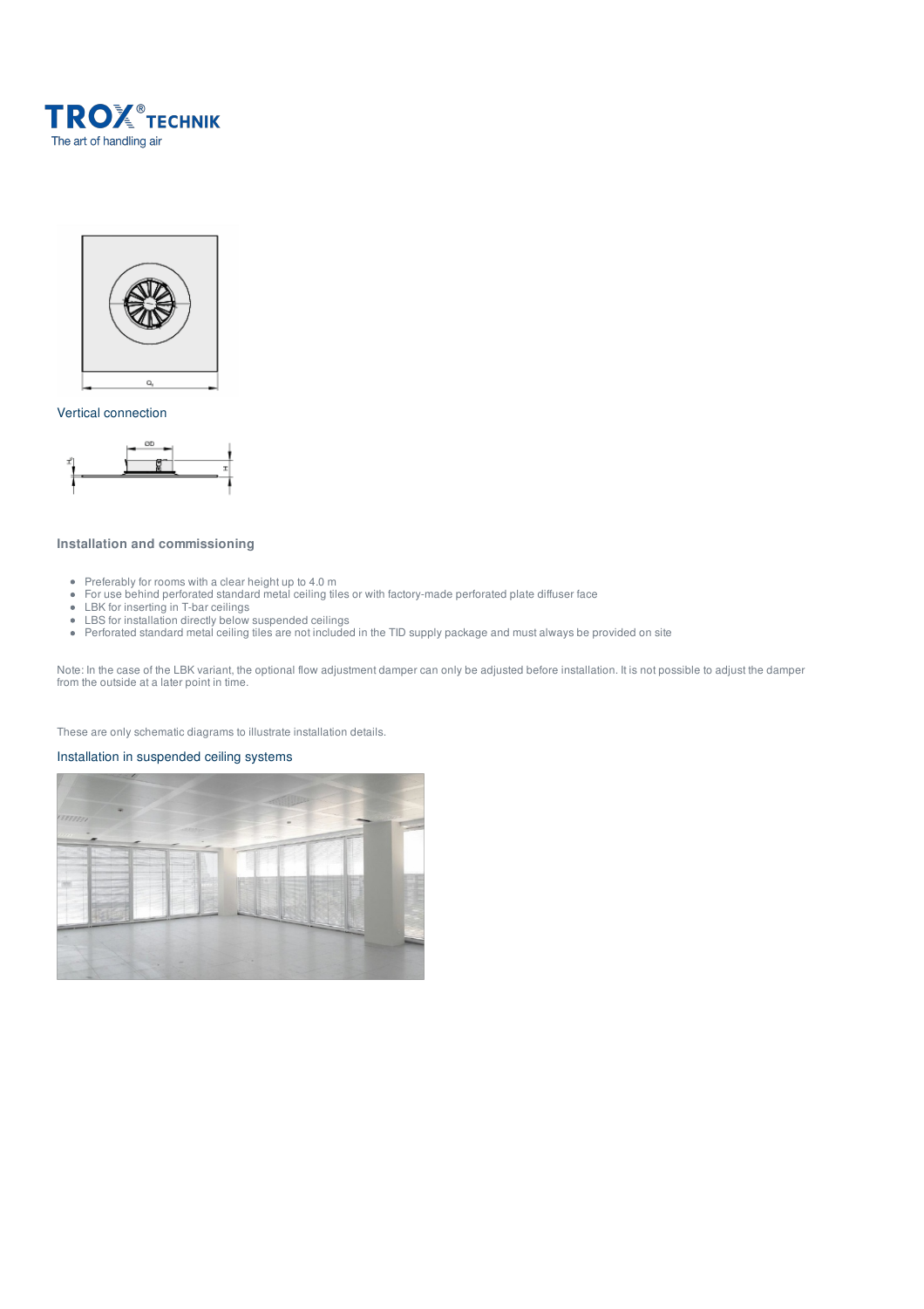Vertical connection

## Installation and commissioning

- Preferably for rooms with a clear height up to 4.0 m
- For use behind perforated standard metal ceiling tiles or with factory-made perforated plate diffuser face
- LBK for inserting in T-bar ceilings
- LBS for installation directly below suspended ceilings
- Perforated standard metal ceiling tiles are not included in the TID supply package and must always be provided on site

Note: In the case of the LBK variant, the optional flow adjustment damper can only be adjusted before installation. It is not possible to adjust the damper from the outside at a later point in time.

These are only schematic diagrams to illustrate installation details.

Installation in suspended ceiling systems